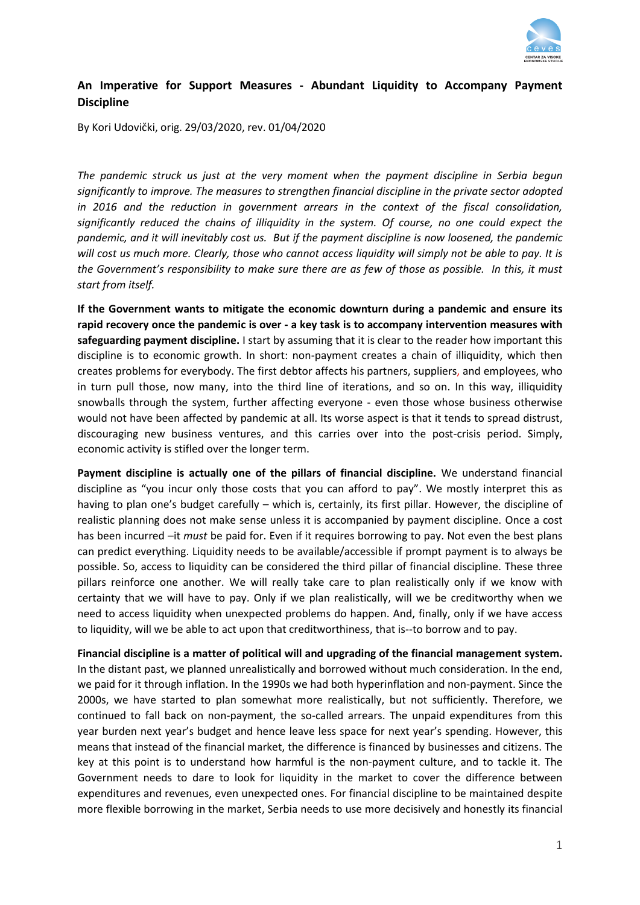## An Imperative for Support Measures - Abundant Liquidity to Accompany Payment Discipline

By Kori Udovički, orig. 29/03/2020, rev. 01/04/2020

*The pandemic struck us just at the very moment when the payment discipline in Serbia begun significantly to improve. The measures to strengthen financial discipline in the private sector adopted in 2016 and the reduction in government arrears in the context of the fiscal consolidation, significantly reduced the chains of illiquidity in the system. Of course, no one could expect the pandemic, and it will inevitably cost us. But if the payment discipline is now loosened, the pandemic will cost us much more. Clearly, those who cannot access liquidity will simply not be able to pay. It is the Government's responsibility to make sure there are as few of those as possible. In this, it must start from itself.*

**If the Government wants to mitigate the economic downturn during a pandemic and ensure its rapid recovery once the pandemic is over - a key task is to accompany intervention measures with safeguarding payment discipline.** I start by assuming that it is clear to the reader how important this discipline is to economic growth. In short: non-payment creates a chain of illiquidity, which then creates problems for everybody. The first debtor affects his partners, suppliers, and employees, who in turn pull those, now many, into the third line of iterations, and so on. In this way, illiquidity snowballs through the system, further affecting everyone - even those whose business otherwise would not have been affected by pandemic at all. Its worse aspect is that it tends to spread distrust, discouraging new business ventures, and this carries over into the post-crisis period. Simply, economic activity is stifled over the longer term.

**Payment discipline is actually one of the pillars of financial discipline.** We understand financial discipline as "you incur only those costs that you can afford to pay". We mostly interpret this as having to plan one's budget carefully – which is, certainly, its first pillar. However, the discipline of realistic planning does not make sense unless it is accompanied by payment discipline. Once a cost has been incurred –it *must* be paid for. Even if it requires borrowing to pay. Not even the best plans can predict everything. Liquidity needs to be available/accessible if prompt payment is to always be possible. So, access to liquidity can be considered the third pillar of financial discipline. These three pillars reinforce one another. We will really take care to plan realistically only if we know with certainty that we will have to pay. Only if we plan realistically, will we be creditworthy when we need to access liquidity when unexpected problems do happen. And, finally, only if we have access to liquidity, will we be able to act upon that creditworthiness, that is--to borrow and to pay.

**Financial discipline is a matter of political will and upgrading of the financial management system.** In the distant past, we planned unrealistically and borrowed without much consideration. In the end, we paid for it through inflation. In the 1990s we had both hyperinflation and non-payment. Since the 2000s, we have started to plan somewhat more realistically, but not sufficiently. Therefore, we continued to fall back on non-payment, the so-called arrears. The unpaid expenditures from this year burden next year's budget and hence leave less space for next year's spending. However, this means that instead of the financial market, the difference is financed by businesses and citizens. The key at this point is to understand how harmful is the non-payment culture, and to tackle it. The Government needs to dare to look for liquidity in the market to cover the difference between expenditures and revenues, even unexpected ones. For financial discipline to be maintained despite more flexible borrowing in the market, Serbia needs to use more decisively and honestly its financial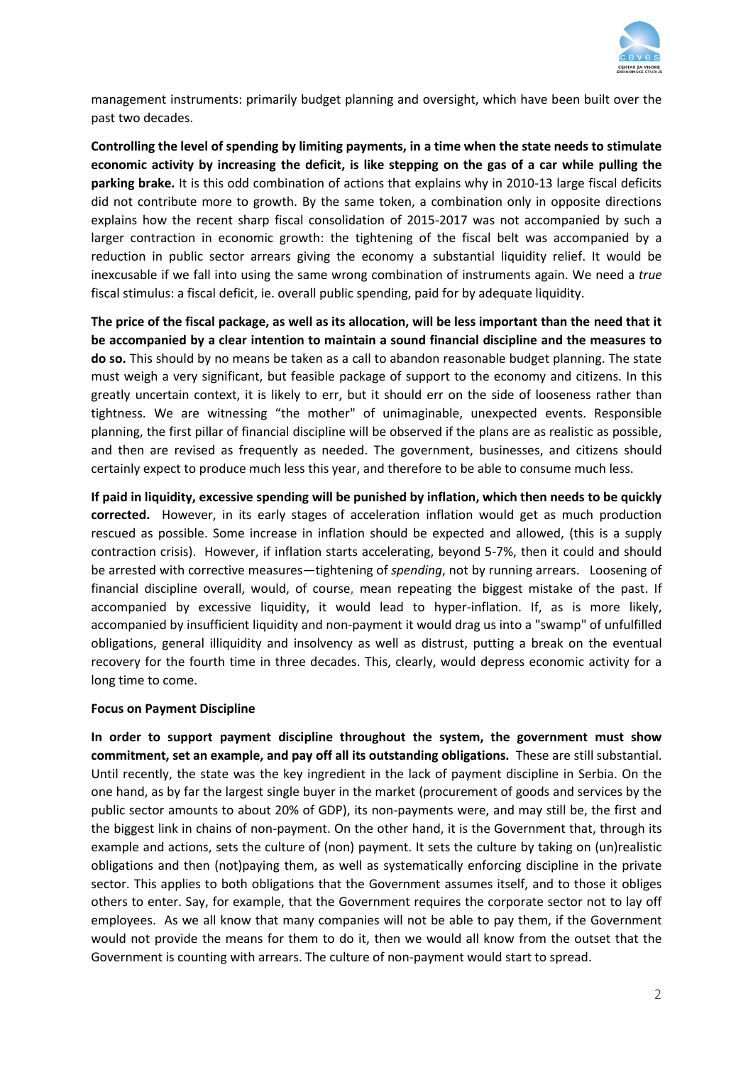management instruments: primarily budget planning and oversight, which have been built over the past two decades.

**Controlling the level of spending by limiting payments, in a time when the state needs to stimulate economic activity by increasing the deficit, is like stepping on the gas of a car while pulling the parking brake.** It is this odd combination of actions that explains why in 2010-13 large fiscal deficits did not contribute more to growth. By the same token, a combination only in opposite directions explains how the recent sharp fiscal consolidation of 2015-2017 was not accompanied by such a larger contraction in economic growth: the tightening of the fiscal belt was accompanied by a reduction in public sector arrears giving the economy a substantial liquidity relief. It would be inexcusable if we fall into using the same wrong combination of instruments again. We need a *true* fiscal stimulus: a fiscal deficit, ie. overall public spending, paid for by adequate liquidity.

**The price of the fiscal package, as well as its allocation, will be less important than the need that it be accompanied by a clear intention to maintain a sound financial discipline and the measures to do so.** This should by no means be taken as a call to abandon reasonable budget planning. The state must weigh a very significant, but feasible package of support to the economy and citizens. In this greatly uncertain context, it is likely to err, but it should err on the side of looseness rather than tightness. We are witnessing "the mother" of unimaginable, unexpected events. Responsible planning, the first pillar of financial discipline will be observed if the plans are as realistic as possible, and then are revised as frequently as needed. The government, businesses, and citizens should certainly expect to produce much less this year, and therefore to be able to consume much less.

**If paid in liquidity, excessive spending will be punished by inflation, which then needs to be quickly corrected.** However, in its early stages of acceleration inflation would get as much production rescued as possible. Some increase in inflation should be expected and allowed, (this is a supply contraction crisis). However, if inflation starts accelerating, beyond 5-7%, then it could and should be arrested with corrective measures—tightening of *spending*, not by running arrears. Loosening of financial discipline overall, would, of course, mean repeating the biggest mistake of the past. If accompanied by excessive liquidity, it would lead to hyper-inflation. If, as is more likely, accompanied by insufficient liquidity and non-payment it would drag us into a "swamp" of unfulfilled obligations, general illiquidity and insolvency as well as distrust, putting a break on the eventual recovery for the fourth time in three decades. This, clearly, would depress economic activity for a long time to come.

**Focus on Payment Discipline**

**In order to support payment discipline throughout the system, the government must show commitment, set an example, and pay off all its outstanding obligations.** These are still substantial. Until recently, the state was the key ingredient in the lack of payment discipline in Serbia. On the one hand, as by far the largest single buyer in the market (procurement of goods and services by the public sector amounts to about 20% of GDP), its non-payments were, and may still be, the first and the biggest link in chains of non-payment. On the other hand, it is the Government that, through its example and actions, sets the culture of (non) payment. It sets the culture by taking on (un)realistic obligations and then (not)paying them, as well as systematically enforcing discipline in the private sector. This applies to both obligations that the Government assumes itself, and to those it obliges others to enter. Say, for example, that the Government requires the corporate sector not to lay off employees. As we all know that many companies will not be able to pay them, if the Government would not provide the means for them to do it, then we would all know from the outset that the Government is counting with arrears. The culture of non-payment would start to spread.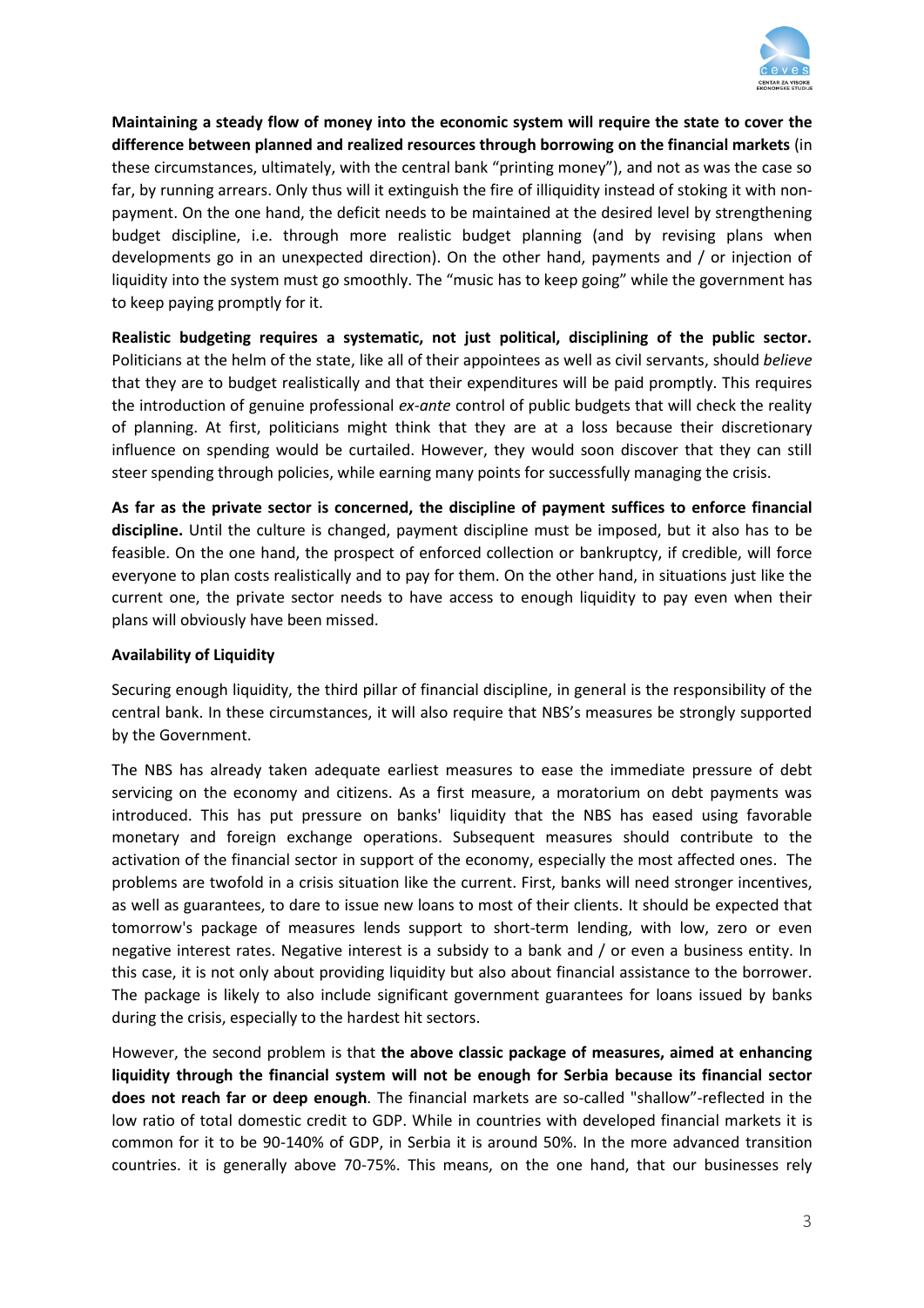**Maintaining a steady flow of money into the economic system will require the state to cover the difference between planned and realized resources through borrowing on the financial markets** (in these circumstances, ultimately, with the central bank "printing money"), and not as was the case so far, by running arrears. Only thus will it extinguish the fire of illiquidity instead of stoking it with non-payment. On the one hand, the deficit needs to be maintained at the desired level by strengthening budget discipline, i.e. through more realistic budget planning (and by revising plans when developments go in an unexpected direction). On the other hand, payments and / or injection of liquidity into the system must go smoothly. The "music has to keep going" while the government has to keep paying promptly for it.

**Realistic budgeting requires a systematic, not just political, disciplining of the public sector.** Politicians at the helm of the state, like all of their appointees as well as civil servants, should *believe* that they are to budget realistically and that their expenditures will be paid promptly. This requires the introduction of genuine professional *ex-ante* control of public budgets that will check the reality of planning. At first, politicians might think that they are at a loss because their discretionary influence on spending would be curtailed. However, they would soon discover that they can still steer spending through policies, while earning many points for successfully managing the crisis.

**As far as the private sector is concerned, the discipline of payment suffices to enforce financial discipline.** Until the culture is changed, payment discipline must be imposed, but it also has to be feasible. On the one hand, the prospect of enforced collection or bankruptcy, if credible, will force everyone to plan costs realistically and to pay for them. On the other hand, in situations just like the current one, the private sector needs to have access to enough liquidity to pay even when their plans will obviously have been missed.

**Availability of Liquidity**

Securing enough liquidity, the third pillar of financial discipline, in general is the responsibility of the central bank. In these circumstances, it will also require that NBS's measures be strongly supported by the Government.

The NBS has already taken adequate earliest measures to ease the immediate pressure of debt servicing on the economy and citizens. As a first measure, a moratorium on debt payments was introduced. This has put pressure on banks' liquidity that the NBS has eased using favorable monetary and foreign exchange operations. Subsequent measures should contribute to the activation of the financial sector in support of the economy, especially the most affected ones. The problems are twofold in a crisis situation like the current. First, banks will need stronger incentives, as well as guarantees, to dare to issue new loans to most of their clients. It should be expected that tomorrow's package of measures lends support to short-term lending, with low, zero or even negative interest rates. Negative interest is a subsidy to a bank and / or even a business entity. In this case, it is not only about providing liquidity but also about financial assistance to the borrower. The package is likely to also include significant government guarantees for loans issued by banks during the crisis, especially to the hardest hit sectors.

However, the second problem is that **the above classic package of measures, aimed at enhancing liquidity through the financial system will not be enough for Serbia because its financial sector does not reach far or deep enough**. The financial markets are so-called "shallow"-reflected in the low ratio of total domestic credit to GDP. While in countries with developed financial markets it is common for it to be 90-140% of GDP, in Serbia it is around 50%. In the more advanced transition countries. it is generally above 70-75%. This means, on the one hand, that our businesses rely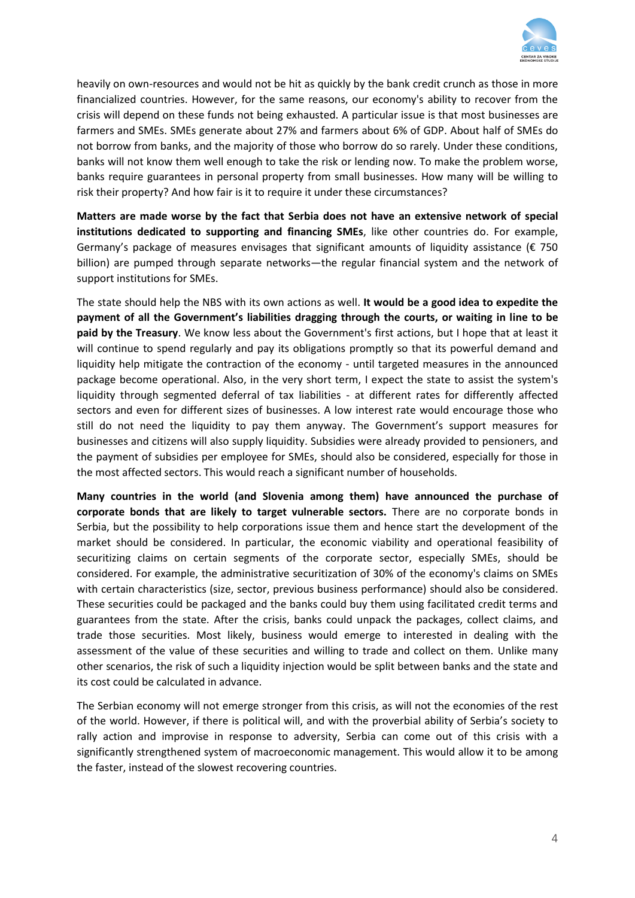heavily on own-resources and would not be hit as quickly by the bank credit crunch as those in more financialized countries. However, for the same reasons, our economy's ability to recover from the crisis will depend on these funds not being exhausted. A particular issue is that most businesses are farmers and SMEs. SMEs generate about 27% and farmers about 6% of GDP. About half of SMEs do not borrow from banks, and the majority of those who borrow do so rarely. Under these conditions, banks will not know them well enough to take the risk or lending now. To make the problem worse, banks require guarantees in personal property from small businesses. How many will be willing to risk their property? And how fair is it to require it under these circumstances?

**Matters are made worse by the fact that Serbia does not have an extensive network of special institutions dedicated to supporting and financing SMEs**, like other countries do. For example, Germany's package of measures envisages that significant amounts of liquidity assistance (€ 750 billion) are pumped through separate networks—the regular financial system and the network of support institutions for SMEs.

The state should help the NBS with its own actions as well. **It would be a good idea to expedite the payment of all the Government's liabilities dragging through the courts, or waiting in line to be paid by the Treasury**. We know less about the Government's first actions, but I hope that at least it will continue to spend regularly and pay its obligations promptly so that its powerful demand and liquidity help mitigate the contraction of the economy - until targeted measures in the announced package become operational. Also, in the very short term, I expect the state to assist the system's liquidity through segmented deferral of tax liabilities - at different rates for differently affected sectors and even for different sizes of businesses. A low interest rate would encourage those who still do not need the liquidity to pay them anyway. The Government's support measures for businesses and citizens will also supply liquidity. Subsidies were already provided to pensioners, and the payment of subsidies per employee for SMEs, should also be considered, especially for those in the most affected sectors. This would reach a significant number of households.

**Many countries in the world (and Slovenia among them) have announced the purchase of corporate bonds that are likely to target vulnerable sectors.** There are no corporate bonds in Serbia, but the possibility to help corporations issue them and hence start the development of the market should be considered. In particular, the economic viability and operational feasibility of securitizing claims on certain segments of the corporate sector, especially SMEs, should be considered. For example, the administrative securitization of 30% of the economy's claims on SMEs with certain characteristics (size, sector, previous business performance) should also be considered. These securities could be packaged and the banks could buy them using facilitated credit terms and guarantees from the state. After the crisis, banks could unpack the packages, collect claims, and trade those securities. Most likely, business would emerge to interested in dealing with the assessment of the value of these securities and willing to trade and collect on them. Unlike many other scenarios, the risk of such a liquidity injection would be split between banks and the state and its cost could be calculated in advance.

The Serbian economy will not emerge stronger from this crisis, as will not the economies of the rest of the world. However, if there is political will, and with the proverbial ability of Serbia's society to rally action and improvise in response to adversity, Serbia can come out of this crisis with a significantly strengthened system of macroeconomic management. This would allow it to be among the faster, instead of the slowest recovering countries.